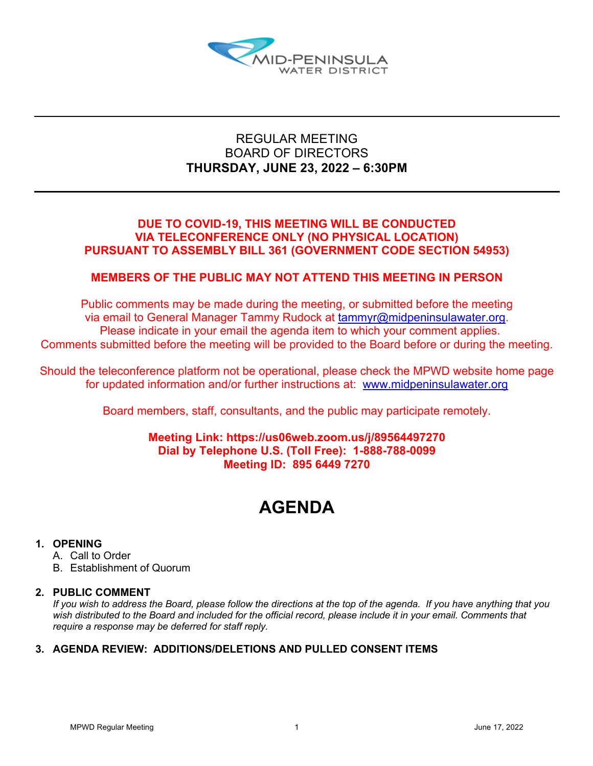MID-PENINSULA WATER DISTRICT

# REGULAR MEETING
# BOARD OF DIRECTORS
# THURSDAY, JUNE 23, 2022 – 6:30PM

**DUE TO COVID-19, THIS MEETING WILL BE CONDUCTED VIA TELECONFERENCE ONLY (NO PHYSICAL LOCATION) PURSUANT TO ASSEMBLY BILL 361 (GOVERNMENT CODE SECTION 54953)**

**MEMBERS OF THE PUBLIC MAY NOT ATTEND THIS MEETING IN PERSON**

Public comments may be made during the meeting, or submitted before the meeting via email to General Manager Tammy Rudock at tammyr@midpeninsulawater.org. Please indicate in your email the agenda item to which your comment applies. Comments submitted before the meeting will be provided to the Board before or during the meeting.

Should the teleconference platform not be operational, please check the MPWD website home page for updated information and/or further instructions at: www.midpeninsulawater.org

Board members, staff, consultants, and the public may participate remotely.

**Meeting Link: https://us06web.zoom.us/j/89564497270**
**Dial by Telephone U.S. (Toll Free): 1-888-788-0099**
**Meeting ID: 895 6449 7270**

# AGENDA

1. **OPENING**
   A. Call to Order
   B. Establishment of Quorum

2. **PUBLIC COMMENT**
   *If you wish to address the Board, please follow the directions at the top of the agenda. If you have anything that you wish distributed to the Board and included for the official record, please include it in your email. Comments that require a response may be deferred for staff reply.*

3. **AGENDA REVIEW: ADDITIONS/DELETIONS AND PULLED CONSENT ITEMS**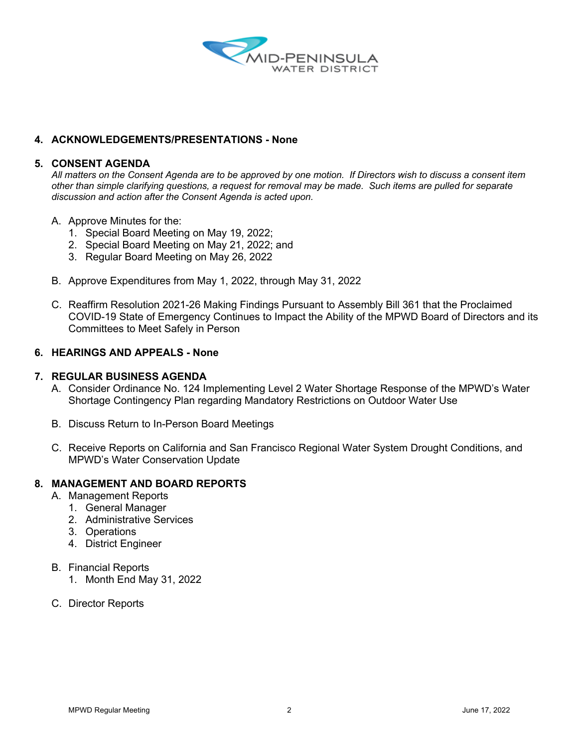**4. ACKNOWLEDGEMENTS/PRESENTATIONS - None**

**5. CONSENT AGENDA**

*All matters on the Consent Agenda are to be approved by one motion. If Directors wish to discuss a consent item other than simple clarifying questions, a request for removal may be made. Such items are pulled for separate discussion and action after the Consent Agenda is acted upon.*

A. Approve Minutes for the:
   1. Special Board Meeting on May 19, 2022;
   2. Special Board Meeting on May 21, 2022; and
   3. Regular Board Meeting on May 26, 2022

B. Approve Expenditures from May 1, 2022, through May 31, 2022

C. Reaffirm Resolution 2021-26 Making Findings Pursuant to Assembly Bill 361 that the Proclaimed COVID-19 State of Emergency Continues to Impact the Ability of the MPWD Board of Directors and its Committees to Meet Safely in Person

**6. HEARINGS AND APPEALS - None**

**7. REGULAR BUSINESS AGENDA**

A. Consider Ordinance No. 124 Implementing Level 2 Water Shortage Response of the MPWD's Water Shortage Contingency Plan regarding Mandatory Restrictions on Outdoor Water Use

B. Discuss Return to In-Person Board Meetings

C. Receive Reports on California and San Francisco Regional Water System Drought Conditions, and MPWD's Water Conservation Update

**8. MANAGEMENT AND BOARD REPORTS**

A. Management Reports
   1. General Manager
   2. Administrative Services
   3. Operations
   4. District Engineer

B. Financial Reports
   1. Month End May 31, 2022

C. Director Reports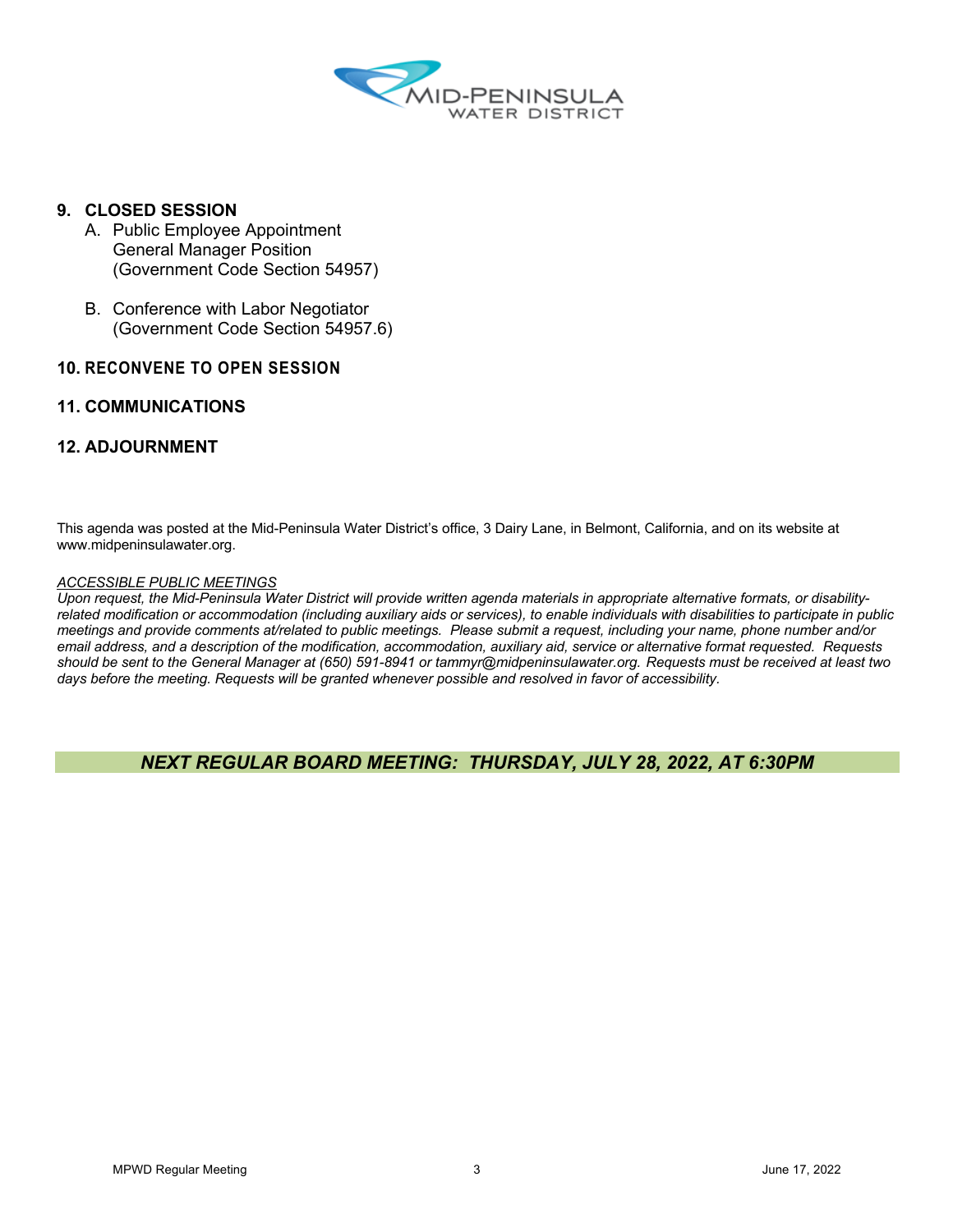## 9. CLOSED SESSION

A. Public Employee Appointment
   General Manager Position
   (Government Code Section 54957)

B. Conference with Labor Negotiator
   (Government Code Section 54957.6)

## 10. RECONVENE TO OPEN SESSION

## 11. COMMUNICATIONS

## 12. ADJOURNMENT

This agenda was posted at the Mid-Peninsula Water District's office, 3 Dairy Lane, in Belmont, California, and on its website at www.midpeninsulawater.org.

*ACCESSIBLE PUBLIC MEETINGS*
*Upon request, the Mid-Peninsula Water District will provide written agenda materials in appropriate alternative formats, or disability-related modification or accommodation (including auxiliary aids or services), to enable individuals with disabilities to participate in public meetings and provide comments at/related to public meetings. Please submit a request, including your name, phone number and/or email address, and a description of the modification, accommodation, auxiliary aid, service or alternative format requested. Requests should be sent to the General Manager at (650) 591-8941 or tammyr@midpeninsulawater.org. Requests must be received at least two days before the meeting. Requests will be granted whenever possible and resolved in favor of accessibility.*

***NEXT REGULAR BOARD MEETING: THURSDAY, JULY 28, 2022, AT 6:30PM***